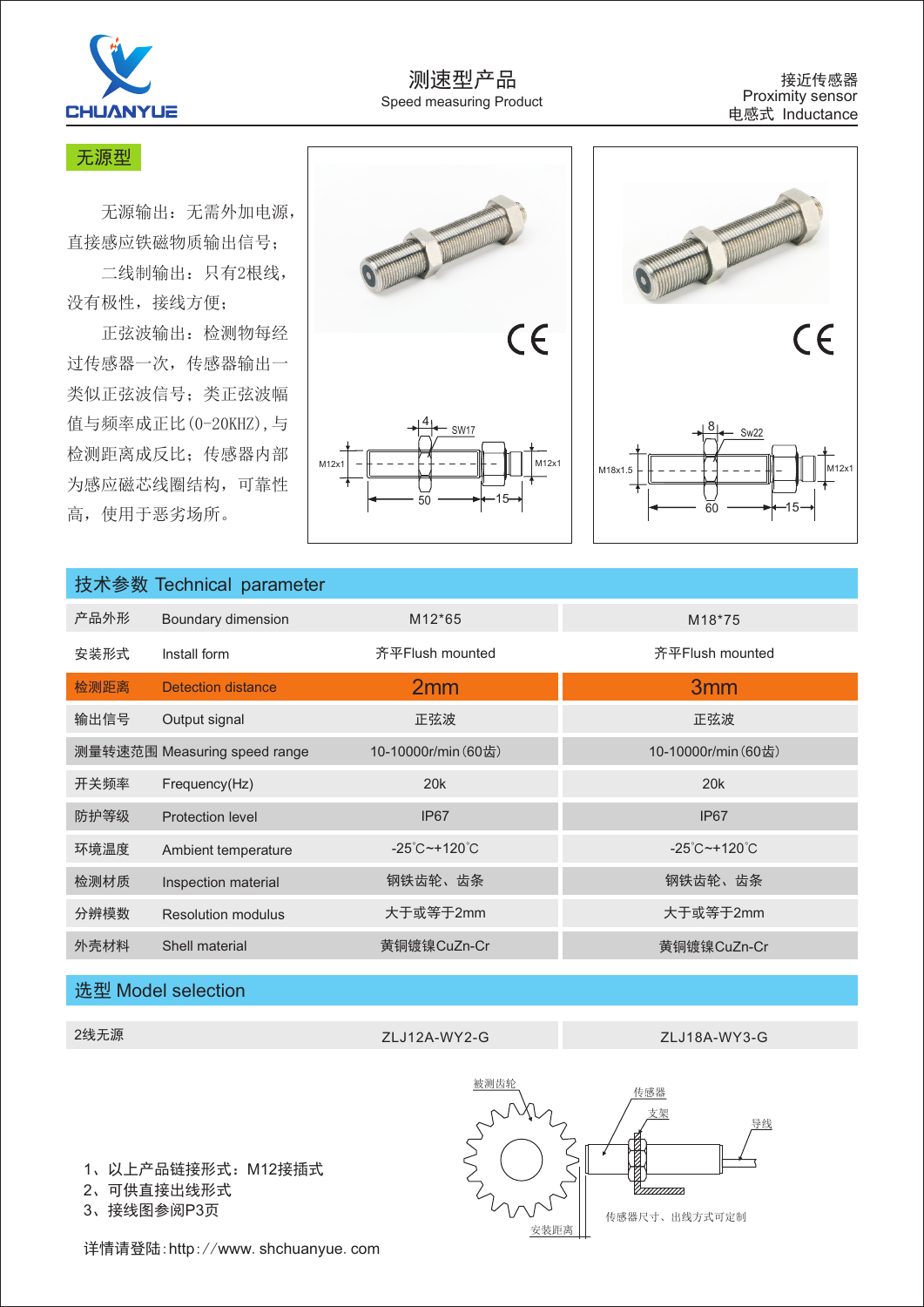# 测速型产品
Speed measuring Product

接近传感器
Proximity sensor
电感式 Inductance

## 无源型

无源输出：无需外加电源，直接感应铁磁物质输出信号；

二线制输出：只有2根线，没有极性，接线方便；

正弦波输出：检测物每经过传感器一次，传感器输出一类似正弦波信号；类正弦波幅值与频率成正比(0-20KHZ)，与检测距离成反比；传感器内部为感应磁芯线圈结构，可靠性高，使用于恶劣场所。

## 技术参数 Technical parameter

| | | | |
|---|---|---|---|
| 产品外形 | Boundary dimension | M12*65 | M18*75 |
| 安装形式 | Install form | 齐平Flush mounted | 齐平Flush mounted |
| 检测距离 | Detection distance | 2mm | 3mm |
| 输出信号 | Output signal | 正弦波 | 正弦波 |
| 测量转速范围 | Measuring speed range | 10-10000r/min（60齿） | 10-10000r/min（60齿） |
| 开关频率 | Frequency(Hz) | 20k | 20k |
| 防护等级 | Protection level | IP67 | IP67 |
| 环境温度 | Ambient temperature | -25℃~+120℃ | -25℃~+120℃ |
| 检测材质 | Inspection material | 钢铁齿轮、齿条 | 钢铁齿轮、齿条 |
| 分辨模数 | Resolution modulus | 大于或等于2mm | 大于或等于2mm |
| 外壳材料 | Shell material | 黄铜镀镍CuZn-Cr | 黄铜镀镍CuZn-Cr |

## 选型 Model selection

| | | |
|---|---|---|
| 2线无源 | ZLJ12A-WY2-G | ZLJ18A-WY3-G |

1、以上产品链接形式：M12接插式
2、可供直接出线形式
3、接线图参阅P3页

被测齿轮　传感器　支架　导线　安装距离　传感器尺寸、出线方式可定制

详情请登陆：http://www. shchuanyue. com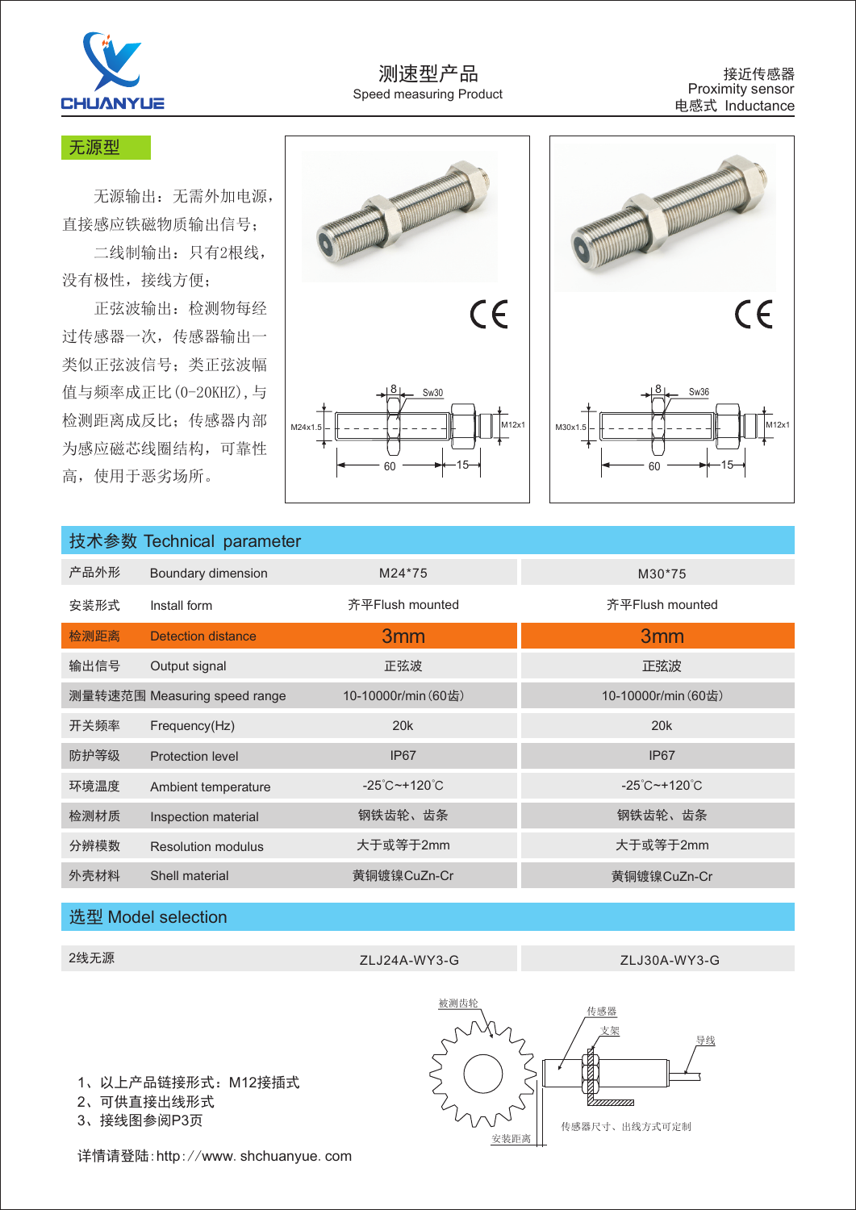# 测速型产品

Speed measuring Product

接近传感器
Proximity sensor
电感式 Inductance

## 无源型

无源输出：无需外加电源，直接感应铁磁物质输出信号；

二线制输出：只有2根线，没有极性，接线方便；

正弦波输出：检测物每经过传感器一次，传感器输出一类似正弦波信号；类正弦波幅值与频率成正比(0-20KHZ)，与检测距离成反比；传感器内部为感应磁芯线圈结构，可靠性高，使用于恶劣场所。

## 技术参数 Technical parameter

| 产品外形 | Boundary dimension | M24*75 | M30*75 |
|---|---|---|---|
| 安装形式 | Install form | 齐平Flush mounted | 齐平Flush mounted |
| 检测距离 | Detection distance | 3mm | 3mm |
| 输出信号 | Output signal | 正弦波 | 正弦波 |
| 测量转速范围 | Measuring speed range | 10-10000r/min(60齿) | 10-10000r/min(60齿) |
| 开关频率 | Frequency(Hz) | 20k | 20k |
| 防护等级 | Protection level | IP67 | IP67 |
| 环境温度 | Ambient temperature | -25℃~+120℃ | -25℃~+120℃ |
| 检测材质 | Inspection material | 钢铁齿轮、齿条 | 钢铁齿轮、齿条 |
| 分辨模数 | Resolution modulus | 大于或等于2mm | 大于或等于2mm |
| 外壳材料 | Shell material | 黄铜镀镍CuZn-Cr | 黄铜镀镍CuZn-Cr |

## 选型 Model selection

| 2线无源 | ZLJ24A-WY3-G | ZLJ30A-WY3-G |
|---|---|---|

1、以上产品链接形式：M12接插式
2、可供直接出线形式
3、接线图参阅P3页

详情请登陆:http://www. shchuanyue. com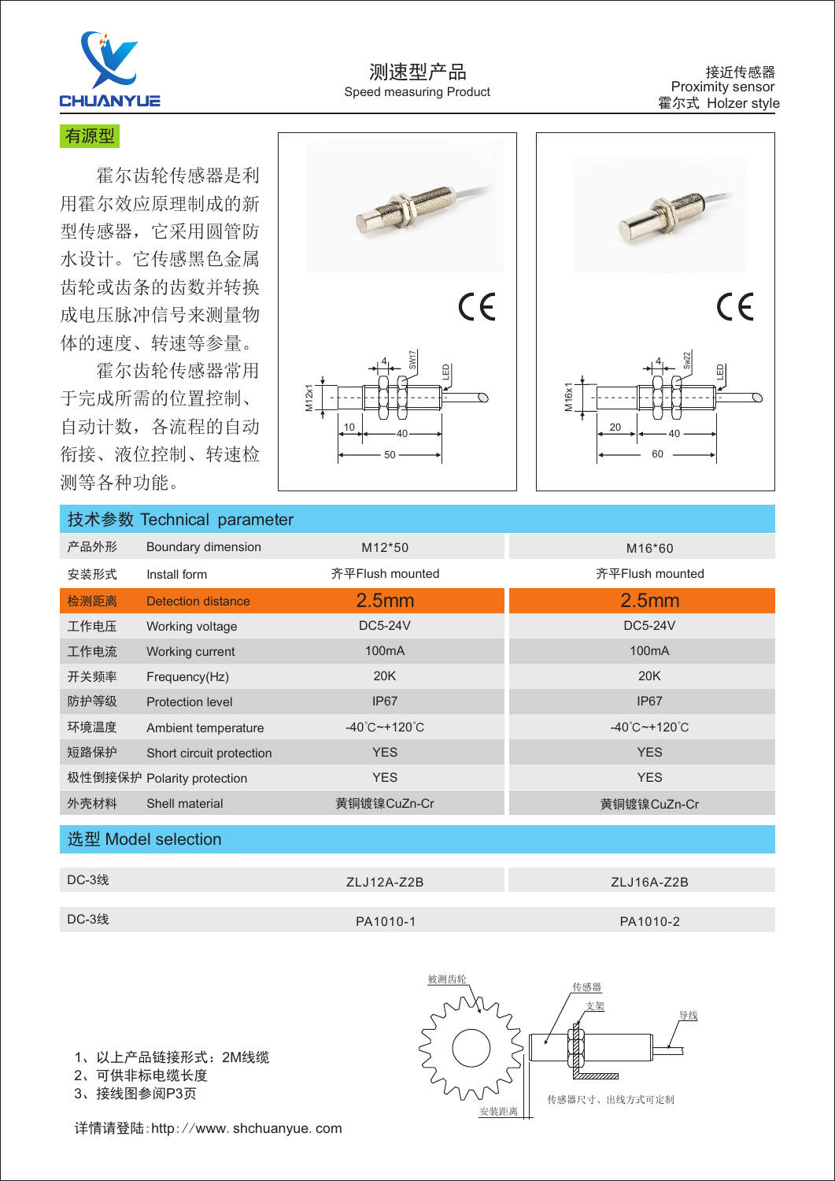# 测速型产品

Speed measuring Product

接近传感器
Proximity sensor
霍尔式 Holzer style

## 有源型

霍尔齿轮传感器是利用霍尔效应原理制成的新型传感器，它采用圆管防水设计。它传感黑色金属齿轮或齿条的齿数并转换成电压脉冲信号来测量物体的速度、转速等参量。

霍尔齿轮传感器常用于完成所需的位置控制、自动计数，各流程的自动衔接、液位控制、转速检测等各种功能。

## 技术参数 Technical parameter

| | | | |
|---|---|---|---|
| 产品外形 | Boundary dimension | M12*50 | M16*60 |
| 安装形式 | Install form | 齐平Flush mounted | 齐平Flush mounted |
| 检测距离 | Detection distance | 2.5mm | 2.5mm |
| 工作电压 | Working voltage | DC5-24V | DC5-24V |
| 工作电流 | Working current | 100mA | 100mA |
| 开关频率 | Frequency(Hz) | 20K | 20K |
| 防护等级 | Protection level | IP67 | IP67 |
| 环境温度 | Ambient temperature | -40°C~+120°C | -40°C~+120°C |
| 短路保护 | Short circuit protection | YES | YES |
| 极性倒接保护 | Polarity protection | YES | YES |
| 外壳材料 | Shell material | 黄铜镀镍CuZn-Cr | 黄铜镀镍CuZn-Cr |

## 选型 Model selection

| | | |
|---|---|---|
| DC-3线 | ZLJ12A-Z2B | ZLJ16A-Z2B |
| DC-3线 | PA1010-1 | PA1010-2 |

1、以上产品链接形式：2M线缆
2、可供非标电缆长度
3、接线图参阅P3页

详情请登陆:http://www. shchuanyue. com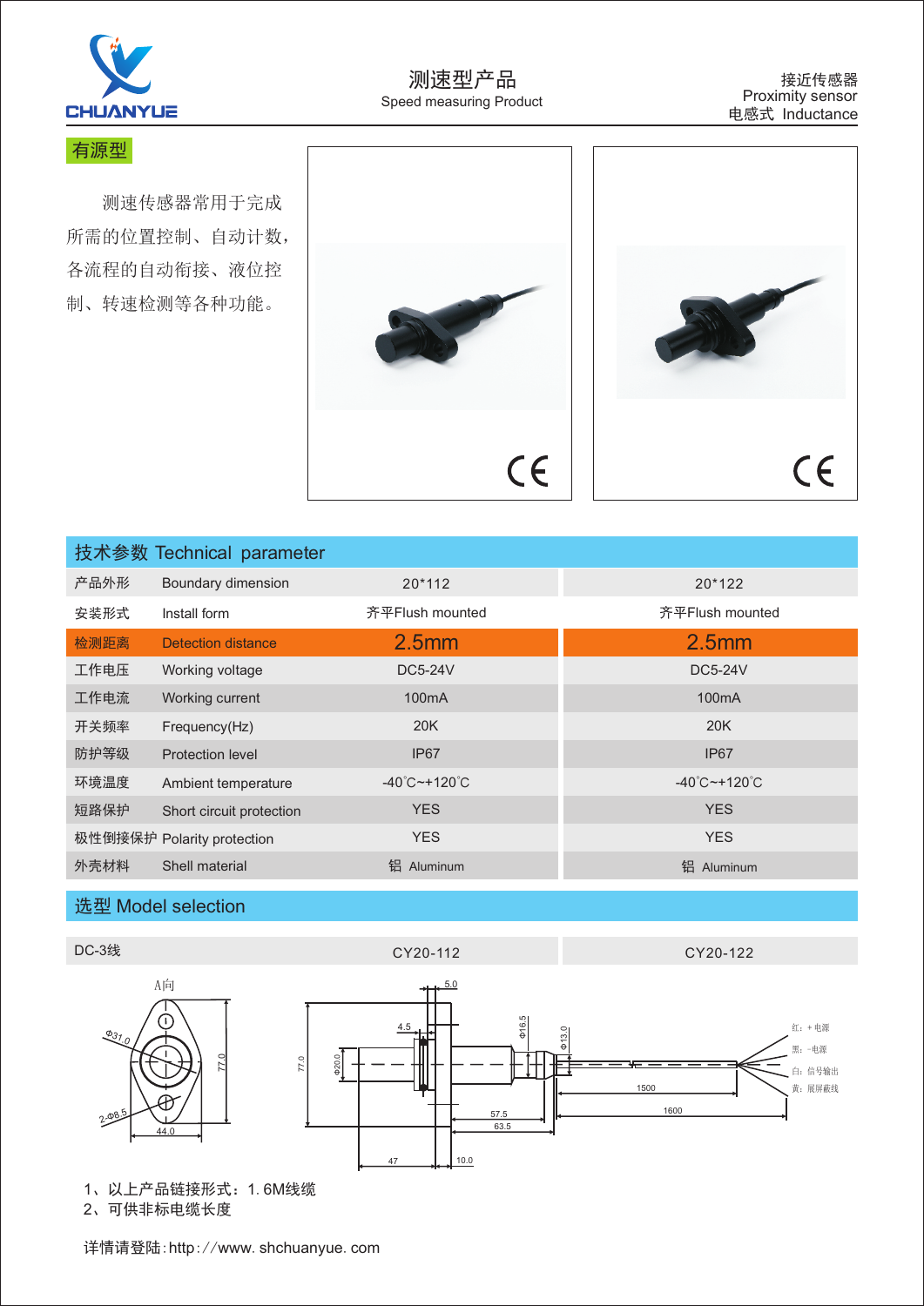CHUANYUE

# 测速型产品
Speed measuring Product

接近传感器
Proximity sensor
电感式 Inductance

## 有源型

测速传感器常用于完成所需的位置控制、自动计数，各流程的自动衔接、液位控制、转速检测等各种功能。

## 技术参数 Technical parameter

| | | | |
|---|---|---|---|
| 产品外形 | Boundary dimension | 20*112 | 20*122 |
| 安装形式 | Install form | 齐平Flush mounted | 齐平Flush mounted |
| 检测距离 | Detection distance | 2.5mm | 2.5mm |
| 工作电压 | Working voltage | DC5-24V | DC5-24V |
| 工作电流 | Working current | 100mA | 100mA |
| 开关频率 | Frequency(Hz) | 20K | 20K |
| 防护等级 | Protection level | IP67 | IP67 |
| 环境温度 | Ambient temperature | -40°C~+120°C | -40°C~+120°C |
| 短路保护 | Short circuit protection | YES | YES |
| 极性倒接保护 | Polarity protection | YES | YES |
| 外壳材料 | Shell material | 铝 Aluminum | 铝 Aluminum |

## 选型 Model selection

| | | |
|---|---|---|
| DC-3线 | CY20-112 | CY20-122 |

A向

Φ31.0
77.0
2-Φ8.5
44.0

5.0
4.5
77.0
Φ20.0
Φ16.5
Φ13.0
57.5
63.5
47
10.0
1500
1600

红：+电源
黑：-电源
白：信号输出
黄：屏屏蔽线

1、以上产品链接形式：1. 6M线缆
2、可供非标电缆长度

详情请登陆:http://www. shchuanyue. com